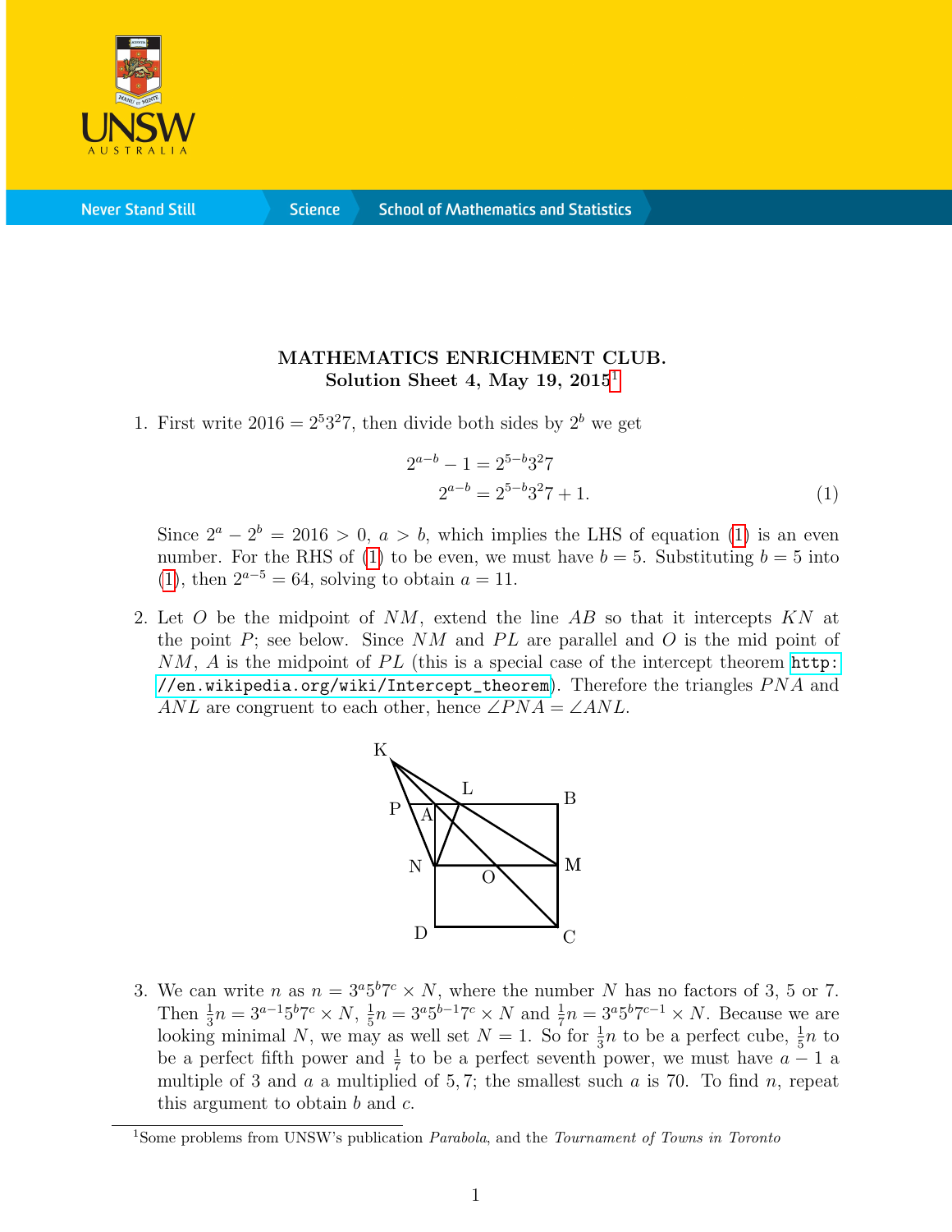# MATHEMATICS ENRICHMENT CLUB.
## Solution Sheet 4, May 19, 2015[1]

1. First write $2016 = 2^5 3^2 7$, then divide both sides by $2^b$ we get

$$2^{a-b} - 1 = 2^{5-b}3^2 7$$
$$2^{a-b} = 2^{5-b}3^2 7 + 1. \qquad (1)$$

Since $2^a - 2^b = 2016 > 0$, $a > b$, which implies the LHS of equation (1) is an even number. For the RHS of (1) to be even, we must have $b = 5$. Substituting $b = 5$ into (1), then $2^{a-5} = 64$, solving to obtain $a = 11$.

2. Let $O$ be the midpoint of $NM$, extend the line $AB$ so that it intercepts $KN$ at the point $P$; see below. Since $NM$ and $PL$ are parallel and $O$ is the mid point of $NM$, $A$ is the midpoint of $PL$ (this is a special case of the intercept theorem http://en.wikipedia.org/wiki/Intercept_theorem). Therefore the triangles $PNA$ and $ANL$ are congruent to each other, hence $\angle PNA = \angle ANL$.

3. We can write $n$ as $n = 3^a 5^b 7^c \times N$, where the number $N$ has no factors of 3, 5 or 7. Then $\frac{1}{3}n = 3^{a-1}5^b 7^c \times N$, $\frac{1}{5}n = 3^a 5^{b-1} 7^c \times N$ and $\frac{1}{7}n = 3^a 5^b 7^{c-1} \times N$. Because we are looking minimal $N$, we may as well set $N = 1$. So for $\frac{1}{3}n$ to be a perfect cube, $\frac{1}{5}n$ to be a perfect fifth power and $\frac{1}{7}$ to be a perfect seventh power, we must have $a - 1$ a multiple of 3 and $a$ a multiplied of 5, 7; the smallest such $a$ is 70. To find $n$, repeat this argument to obtain $b$ and $c$.

[1] Some problems from UNSW's publication *Parabola*, and the *Tournament of Towns in Toronto*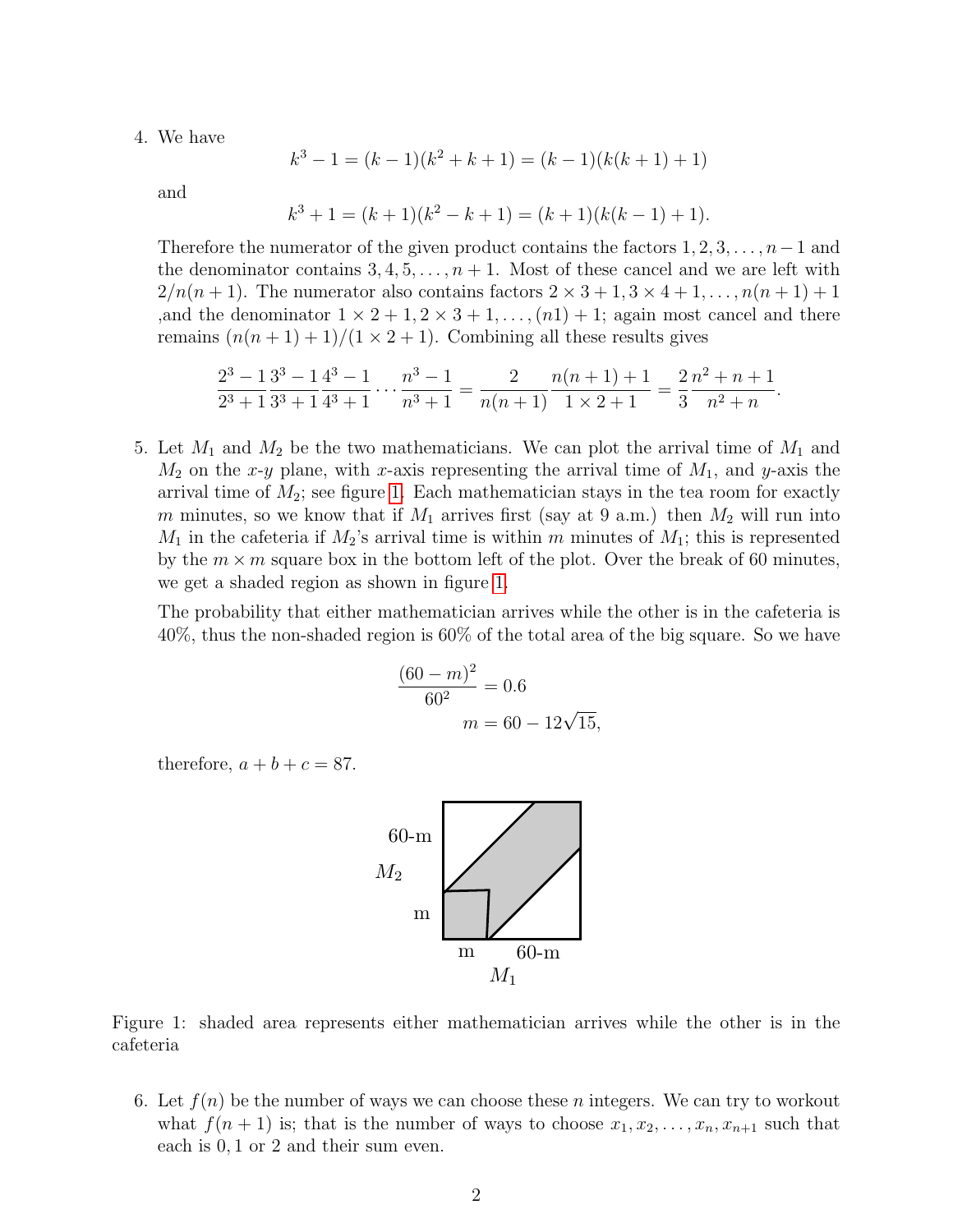4. We have

$$k^3 - 1 = (k-1)(k^2+k+1) = (k-1)(k(k+1)+1)$$

and

$$k^3 + 1 = (k+1)(k^2-k+1) = (k+1)(k(k-1)+1).$$

Therefore the numerator of the given product contains the factors $1, 2, 3, \ldots, n-1$ and the denominator contains $3, 4, 5, \ldots, n+1$. Most of these cancel and we are left with $2/n(n+1)$. The numerator also contains factors $2 \times 3 + 1, 3 \times 4 + 1, \ldots, n(n+1)+1$ ,and the denominator $1 \times 2 + 1, 2 \times 3 + 1, \ldots, (n1) + 1$; again most cancel and there remains $(n(n+1)+1)/(1 \times 2 + 1)$. Combining all these results gives

$$\frac{2^3-1}{2^3+1}\frac{3^3-1}{3^3+1}\frac{4^3-1}{4^3+1}\cdots\frac{n^3-1}{n^3+1} = \frac{2}{n(n+1)}\frac{n(n+1)+1}{1 \times 2 + 1} = \frac{2}{3}\frac{n^2+n+1}{n^2+n}.$$

5. Let $M_1$ and $M_2$ be the two mathematicians. We can plot the arrival time of $M_1$ and $M_2$ on the $x$-$y$ plane, with $x$-axis representing the arrival time of $M_1$, and $y$-axis the arrival time of $M_2$; see figure 1. Each mathematician stays in the tea room for exactly $m$ minutes, so we know that if $M_1$ arrives first (say at 9 a.m.) then $M_2$ will run into $M_1$ in the cafeteria if $M_2$'s arrival time is within $m$ minutes of $M_1$; this is represented by the $m \times m$ square box in the bottom left of the plot. Over the break of 60 minutes, we get a shaded region as shown in figure 1.

The probability that either mathematician arrives while the other is in the cafeteria is 40%, thus the non-shaded region is 60% of the total area of the big square. So we have

$$\frac{(60-m)^2}{60^2} = 0.6$$
$$m = 60 - 12\sqrt{15},$$

therefore, $a + b + c = 87$.

Figure 1: shaded area represents either mathematician arrives while the other is in the cafeteria

6. Let $f(n)$ be the number of ways we can choose these $n$ integers. We can try to workout what $f(n+1)$ is; that is the number of ways to choose $x_1, x_2, \ldots, x_n, x_{n+1}$ such that each is $0, 1$ or $2$ and their sum even.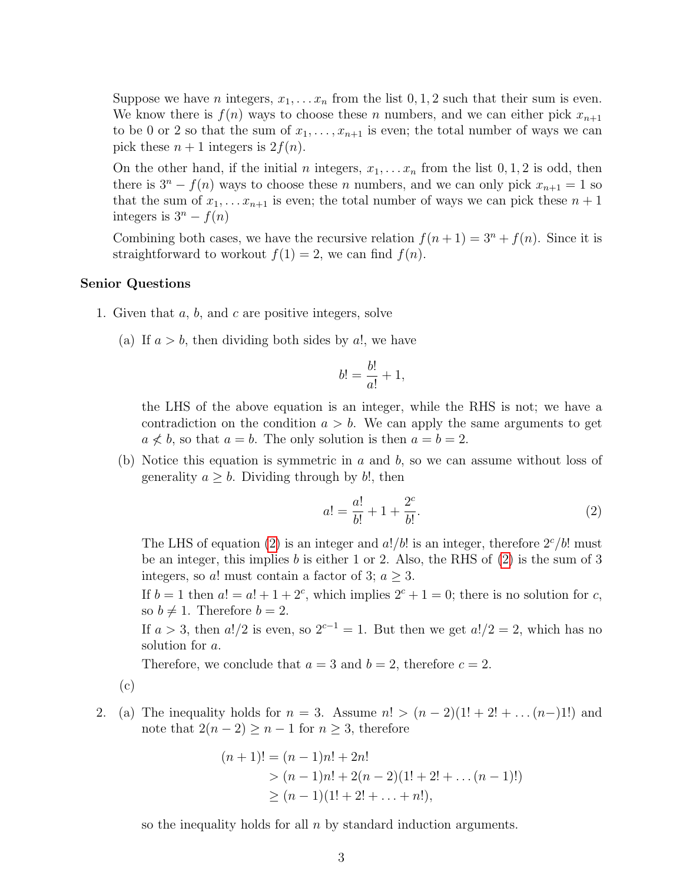Suppose we have $n$ integers, $x_1, \ldots x_n$ from the list $0, 1, 2$ such that their sum is even. We know there is $f(n)$ ways to choose these $n$ numbers, and we can either pick $x_{n+1}$ to be 0 or 2 so that the sum of $x_1, \ldots, x_{n+1}$ is even; the total number of ways we can pick these $n + 1$ integers is $2f(n)$.

On the other hand, if the initial $n$ integers, $x_1, \ldots x_n$ from the list $0, 1, 2$ is odd, then there is $3^n - f(n)$ ways to choose these $n$ numbers, and we can only pick $x_{n+1} = 1$ so that the sum of $x_1, \ldots x_{n+1}$ is even; the total number of ways we can pick these $n + 1$ integers is $3^n - f(n)$

Combining both cases, we have the recursive relation $f(n + 1) = 3^n + f(n)$. Since it is straightforward to workout $f(1) = 2$, we can find $f(n)$.

**Senior Questions**

1. Given that $a$, $b$, and $c$ are positive integers, solve

   (a) If $a > b$, then dividing both sides by $a!$, we have

   $$b! = \frac{b!}{a!} + 1,$$

   the LHS of the above equation is an integer, while the RHS is not; we have a contradiction on the condition $a > b$. We can apply the same arguments to get $a \not< b$, so that $a = b$. The only solution is then $a = b = 2$.

   (b) Notice this equation is symmetric in $a$ and $b$, so we can assume without loss of generality $a \geq b$. Dividing through by $b!$, then

   $$a! = \frac{a!}{b!} + 1 + \frac{2^c}{b!}. \tag{2}$$

   The LHS of equation (2) is an integer and $a!/b!$ is an integer, therefore $2^c/b!$ must be an integer, this implies $b$ is either 1 or 2. Also, the RHS of (2) is the sum of 3 integers, so $a!$ must contain a factor of 3; $a \geq 3$.

   If $b = 1$ then $a! = a! + 1 + 2^c$, which implies $2^c + 1 = 0$; there is no solution for $c$, so $b \neq 1$. Therefore $b = 2$.

   If $a > 3$, then $a!/2$ is even, so $2^{c-1} = 1$. But then we get $a!/2 = 2$, which has no solution for $a$.

   Therefore, we conclude that $a = 3$ and $b = 2$, therefore $c = 2$.

   (c)

2. (a) The inequality holds for $n = 3$. Assume $n! > (n - 2)(1! + 2! + \ldots (n-)1!)$ and note that $2(n - 2) \geq n - 1$ for $n \geq 3$, therefore

   $$\begin{aligned}(n+1)! &= (n-1)n! + 2n! \\ &> (n-1)n! + 2(n-2)(1! + 2! + \ldots (n-1)!) \\ &\geq (n-1)(1! + 2! + \ldots + n!),\end{aligned}$$

   so the inequality holds for all $n$ by standard induction arguments.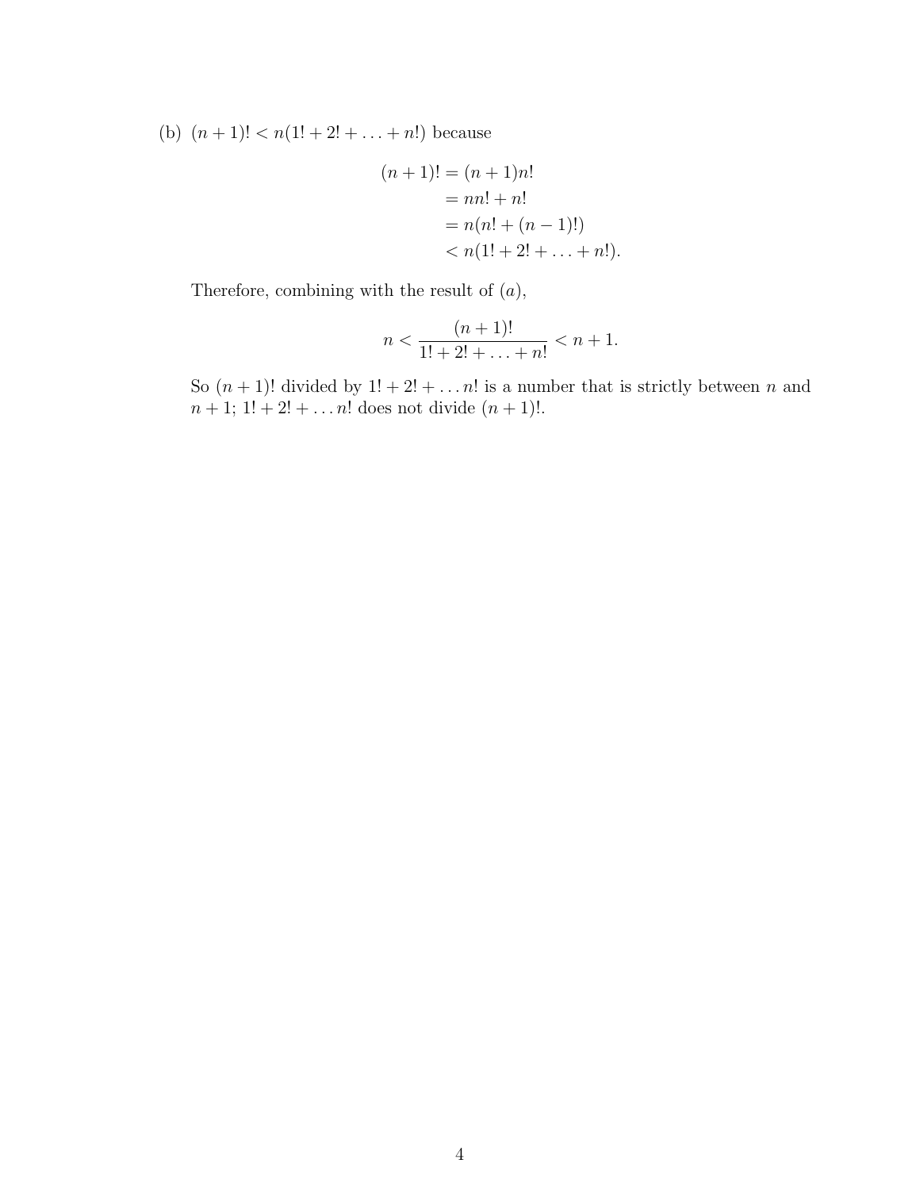(b) $(n+1)! < n(1! + 2! + \ldots + n!)$ because

$$
\begin{aligned}
(n+1)! &= (n+1)n! \\
&= nn! + n! \\
&= n(n! + (n-1)!) \\
&< n(1! + 2! + \ldots + n!).
\end{aligned}
$$

Therefore, combining with the result of $(a)$,

$$
n < \frac{(n+1)!}{1! + 2! + \ldots + n!} < n + 1.
$$

So $(n+1)!$ divided by $1! + 2! + \ldots n!$ is a number that is strictly between $n$ and $n+1$; $1! + 2! + \ldots n!$ does not divide $(n+1)!$.